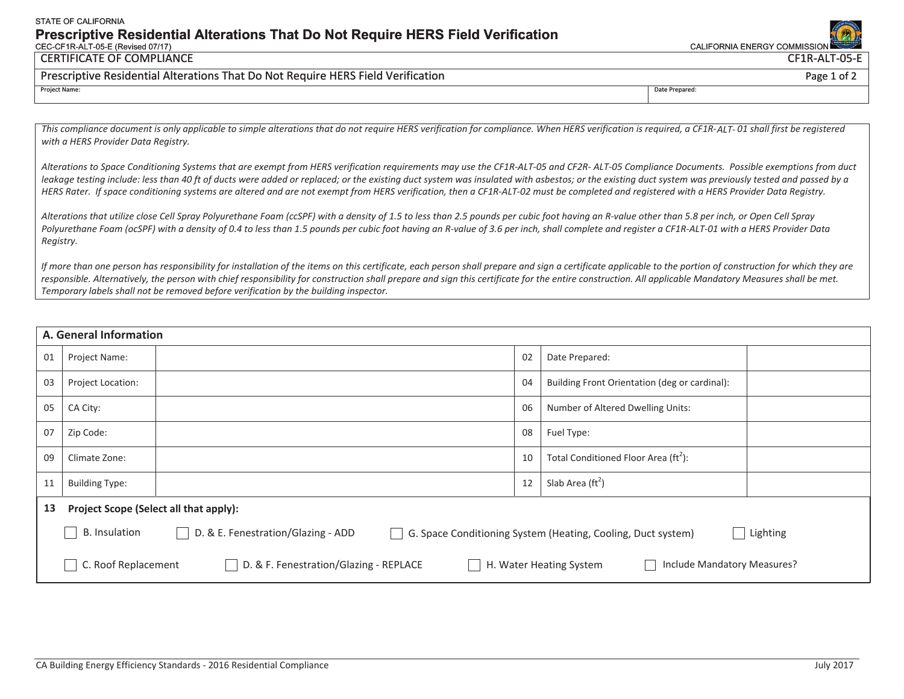STATE OF CALIFORNIA

# Prescriptive Residential Alterations That Do Not Require HERS Field Verification

CEC-CF1R-ALT-05-E (Revised 07/17)

CALIFORNIA ENERGY COMMISSION

## CERTIFICATE OF COMPLIANCE — CF1R-ALT-05-E

### Prescriptive Residential Alterations That Do Not Require HERS Field Verification

| Project Name: | Date Prepared: |
|---|---|
| | |

*This compliance document is only applicable to simple alterations that do not require HERS verification for compliance. When HERS verification is required, a CF1R-ALT- 01 shall first be registered with a HERS Provider Data Registry.*

*Alterations to Space Conditioning Systems that are exempt from HERS verification requirements may use the CF1R-ALT-05 and CF2R- ALT-05 Compliance Documents. Possible exemptions from duct leakage testing include: less than 40 ft of ducts were added or replaced; or the existing duct system was insulated with asbestos; or the existing duct system was previously tested and passed by a HERS Rater. If space conditioning systems are altered and are not exempt from HERS verification, then a CF1R-ALT-02 must be completed and registered with a HERS Provider Data Registry.*

*Alterations that utilize close Cell Spray Polyurethane Foam (ccSPF) with a density of 1.5 to less than 2.5 pounds per cubic foot having an R-value other than 5.8 per inch, or Open Cell Spray Polyurethane Foam (ocSPF) with a density of 0.4 to less than 1.5 pounds per cubic foot having an R-value of 3.6 per inch, shall complete and register a CF1R-ALT-01 with a HERS Provider Data Registry.*

*If more than one person has responsibility for installation of the items on this certificate, each person shall prepare and sign a certificate applicable to the portion of construction for which they are responsible. Alternatively, the person with chief responsibility for construction shall prepare and sign this certificate for the entire construction. All applicable Mandatory Measures shall be met. Temporary labels shall not be removed before verification by the building inspector.*

## A. General Information

| | | | | | |
|---|---|---|---|---|---|
| 01 | Project Name: | | 02 | Date Prepared: | |
| 03 | Project Location: | | 04 | Building Front Orientation (deg or cardinal): | |
| 05 | CA City: | | 06 | Number of Altered Dwelling Units: | |
| 07 | Zip Code: | | 08 | Fuel Type: | |
| 09 | Climate Zone: | | 10 | Total Conditioned Floor Area (ft$^2$): | |
| 11 | Building Type: | | 12 | Slab Area (ft$^2$) | |

**13 Project Scope (Select all that apply):**

- ☐ B. Insulation
- ☐ D. & E. Fenestration/Glazing - ADD
- ☐ G. Space Conditioning System (Heating, Cooling, Duct system)
- ☐ Lighting
- ☐ C. Roof Replacement
- ☐ D. & F. Fenestration/Glazing - REPLACE
- ☐ H. Water Heating System
- ☐ Include Mandatory Measures?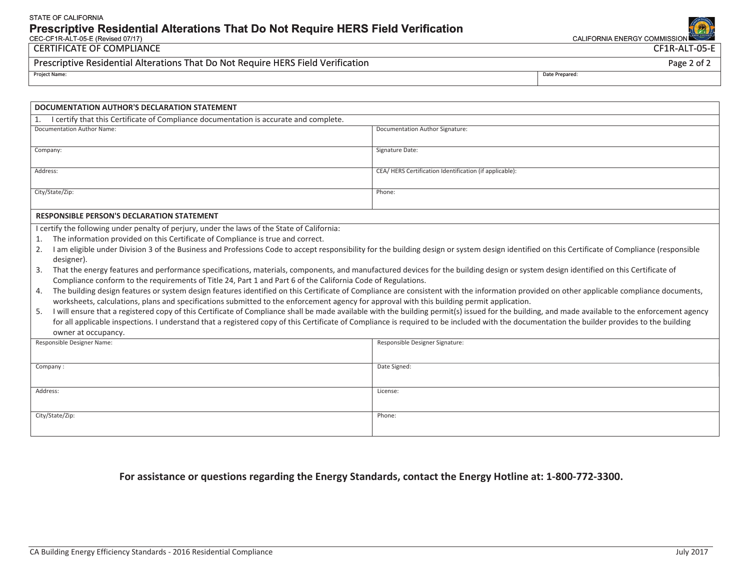CERTIFICATE OF COMPLIANCE — CF1R-ALT-05-E

Prescriptive Residential Alterations That Do Not Require HERS Field Verification

| Project Name: | Date Prepared: |
|---|---|

| DOCUMENTATION AUTHOR'S DECLARATION STATEMENT | |
|---|---|
| 1. I certify that this Certificate of Compliance documentation is accurate and complete. | |
| Documentation Author Name: | Documentation Author Signature: |
| Company: | Signature Date: |
| Address: | CEA/ HERS Certification Identification (if applicable): |
| City/State/Zip: | Phone: |

**RESPONSIBLE PERSON'S DECLARATION STATEMENT**

I certify the following under penalty of perjury, under the laws of the State of California:

1. The information provided on this Certificate of Compliance is true and correct.
2. I am eligible under Division 3 of the Business and Professions Code to accept responsibility for the building design or system design identified on this Certificate of Compliance (responsible designer).
3. That the energy features and performance specifications, materials, components, and manufactured devices for the building design or system design identified on this Certificate of Compliance conform to the requirements of Title 24, Part 1 and Part 6 of the California Code of Regulations.
4. The building design features or system design features identified on this Certificate of Compliance are consistent with the information provided on other applicable compliance documents, worksheets, calculations, plans and specifications submitted to the enforcement agency for approval with this building permit application.
5. I will ensure that a registered copy of this Certificate of Compliance shall be made available with the building permit(s) issued for the building, and made available to the enforcement agency for all applicable inspections. I understand that a registered copy of this Certificate of Compliance is required to be included with the documentation the builder provides to the building owner at occupancy.

| | |
|---|---|
| Responsible Designer Name: | Responsible Designer Signature: |
| Company : | Date Signed: |
| Address: | License: |
| City/State/Zip: | Phone: |

**For assistance or questions regarding the Energy Standards, contact the Energy Hotline at: 1-800-772-3300.**